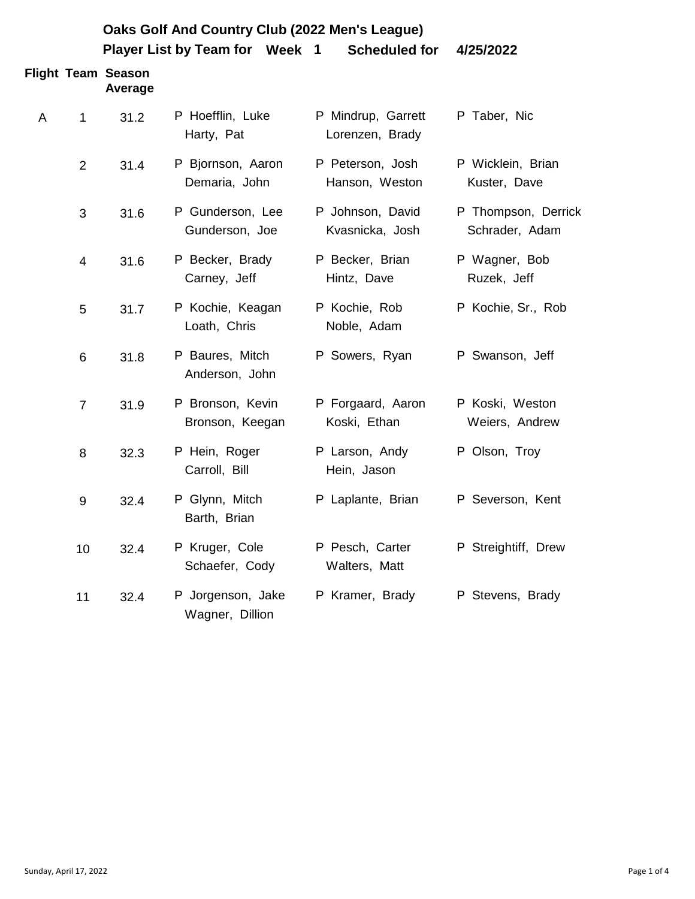# Oaks Golf And Country Club (2022 Men's League)

## Player List by Team for Week 1 Scheduled for 4/25/2022

| Flight | Team | Season Average | | | |
|---|---|---|---|---|---|
| A | 1 | 31.2 | P Hoefflin, Luke<br>Harty, Pat | P Mindrup, Garrett<br>Lorenzen, Brady | P Taber, Nic |
| | 2 | 31.4 | P Bjornson, Aaron<br>Demaria, John | P Peterson, Josh<br>Hanson, Weston | P Wicklein, Brian<br>Kuster, Dave |
| | 3 | 31.6 | P Gunderson, Lee<br>Gunderson, Joe | P Johnson, David<br>Kvasnicka, Josh | P Thompson, Derrick<br>Schrader, Adam |
| | 4 | 31.6 | P Becker, Brady<br>Carney, Jeff | P Becker, Brian<br>Hintz, Dave | P Wagner, Bob<br>Ruzek, Jeff |
| | 5 | 31.7 | P Kochie, Keagan<br>Loath, Chris | P Kochie, Rob<br>Noble, Adam | P Kochie, Sr., Rob |
| | 6 | 31.8 | P Baures, Mitch<br>Anderson, John | P Sowers, Ryan | P Swanson, Jeff |
| | 7 | 31.9 | P Bronson, Kevin<br>Bronson, Keegan | P Forgaard, Aaron<br>Koski, Ethan | P Koski, Weston<br>Weiers, Andrew |
| | 8 | 32.3 | P Hein, Roger<br>Carroll, Bill | P Larson, Andy<br>Hein, Jason | P Olson, Troy |
| | 9 | 32.4 | P Glynn, Mitch<br>Barth, Brian | P Laplante, Brian | P Severson, Kent |
| | 10 | 32.4 | P Kruger, Cole<br>Schaefer, Cody | P Pesch, Carter<br>Walters, Matt | P Streightiff, Drew |
| | 11 | 32.4 | P Jorgenson, Jake<br>Wagner, Dillion | P Kramer, Brady | P Stevens, Brady |

Sunday, April 17, 2022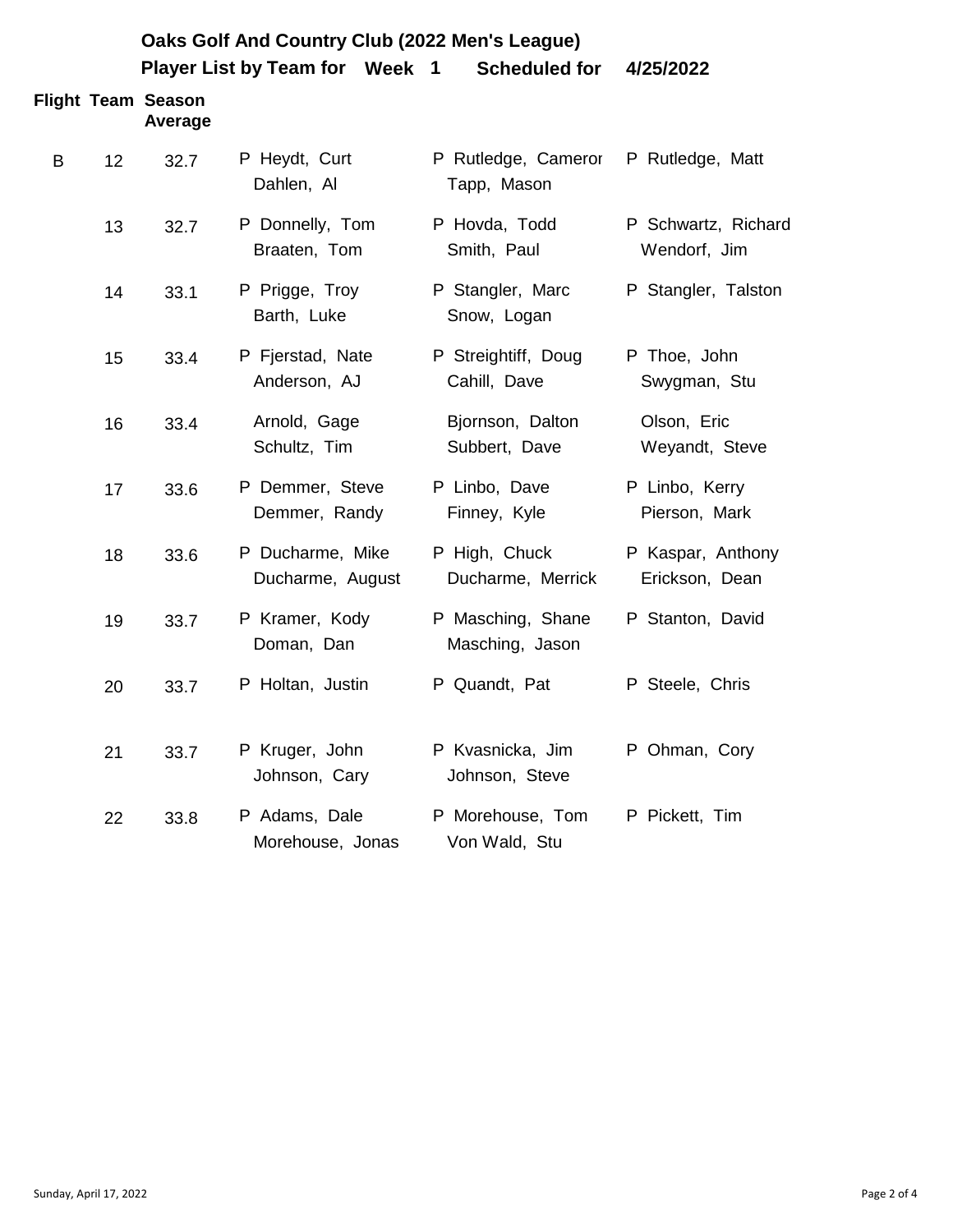## Oaks Golf And Country Club (2022 Men's League)

### Player List by Team for Week 1 Scheduled for 4/25/2022

| Flight | Team | Season Average | | | |
|---|---|---|---|---|---|
| B | 12 | 32.7 | P Heydt, Curt<br>Dahlen, Al | P Rutledge, Cameror<br>Tapp, Mason | P Rutledge, Matt |
| | 13 | 32.7 | P Donnelly, Tom<br>Braaten, Tom | P Hovda, Todd<br>Smith, Paul | P Schwartz, Richard<br>Wendorf, Jim |
| | 14 | 33.1 | P Prigge, Troy<br>Barth, Luke | P Stangler, Marc<br>Snow, Logan | P Stangler, Talston |
| | 15 | 33.4 | P Fjerstad, Nate<br>Anderson, AJ | P Streightiff, Doug<br>Cahill, Dave | P Thoe, John<br>Swygman, Stu |
| | 16 | 33.4 | Arnold, Gage<br>Schultz, Tim | Bjornson, Dalton<br>Subbert, Dave | Olson, Eric<br>Weyandt, Steve |
| | 17 | 33.6 | P Demmer, Steve<br>Demmer, Randy | P Linbo, Dave<br>Finney, Kyle | P Linbo, Kerry<br>Pierson, Mark |
| | 18 | 33.6 | P Ducharme, Mike<br>Ducharme, August | P High, Chuck<br>Ducharme, Merrick | P Kaspar, Anthony<br>Erickson, Dean |
| | 19 | 33.7 | P Kramer, Kody<br>Doman, Dan | P Masching, Shane<br>Masching, Jason | P Stanton, David |
| | 20 | 33.7 | P Holtan, Justin | P Quandt, Pat | P Steele, Chris |
| | 21 | 33.7 | P Kruger, John<br>Johnson, Cary | P Kvasnicka, Jim<br>Johnson, Steve | P Ohman, Cory |
| | 22 | 33.8 | P Adams, Dale<br>Morehouse, Jonas | P Morehouse, Tom<br>Von Wald, Stu | P Pickett, Tim |

Sunday, April 17, 2022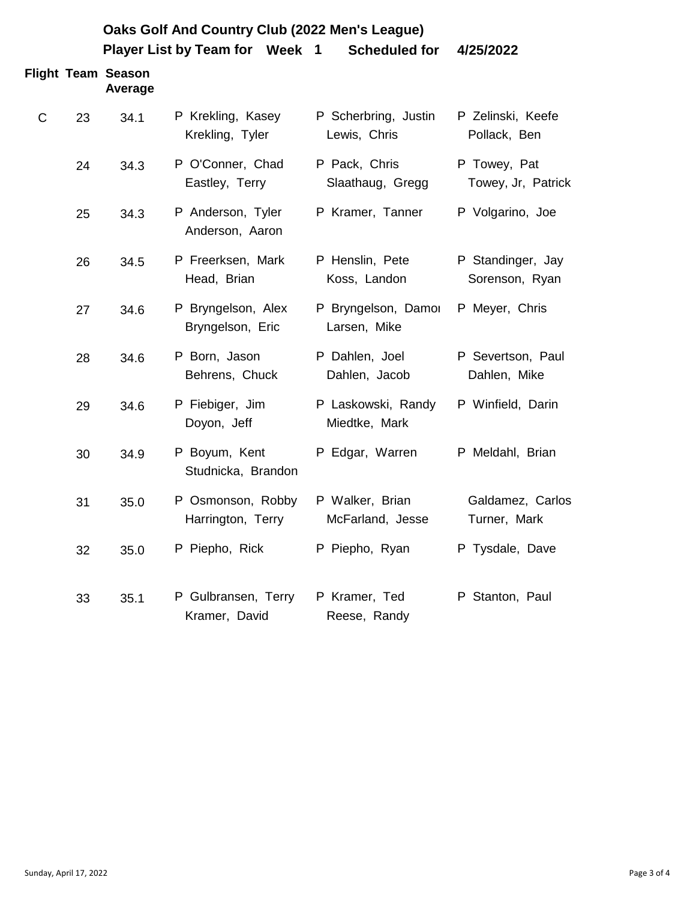# Oaks Golf And Country Club (2022 Men's League)

## Player List by Team for Week 1 Scheduled for 4/25/2022

| Flight | Team | Season Average | | | |
|---|---|---|---|---|---|
| C | 23 | 34.1 | P Krekling, Kasey<br>Krekling, Tyler | P Scherbring, Justin<br>Lewis, Chris | P Zelinski, Keefe<br>Pollack, Ben |
| | 24 | 34.3 | P O'Conner, Chad<br>Eastley, Terry | P Pack, Chris<br>Slaathaug, Gregg | P Towey, Pat<br>Towey, Jr, Patrick |
| | 25 | 34.3 | P Anderson, Tyler<br>Anderson, Aaron | P Kramer, Tanner | P Volgarino, Joe |
| | 26 | 34.5 | P Freerksen, Mark<br>Head, Brian | P Henslin, Pete<br>Koss, Landon | P Standinger, Jay<br>Sorenson, Ryan |
| | 27 | 34.6 | P Bryngelson, Alex<br>Bryngelson, Eric | P Bryngelson, Damoı<br>Larsen, Mike | P Meyer, Chris |
| | 28 | 34.6 | P Born, Jason<br>Behrens, Chuck | P Dahlen, Joel<br>Dahlen, Jacob | P Severtson, Paul<br>Dahlen, Mike |
| | 29 | 34.6 | P Fiebiger, Jim<br>Doyon, Jeff | P Laskowski, Randy<br>Miedtke, Mark | P Winfield, Darin |
| | 30 | 34.9 | P Boyum, Kent<br>Studnicka, Brandon | P Edgar, Warren | P Meldahl, Brian |
| | 31 | 35.0 | P Osmonson, Robby<br>Harrington, Terry | P Walker, Brian<br>McFarland, Jesse | Galdamez, Carlos<br>Turner, Mark |
| | 32 | 35.0 | P Piepho, Rick | P Piepho, Ryan | P Tysdale, Dave |
| | 33 | 35.1 | P Gulbransen, Terry<br>Kramer, David | P Kramer, Ted<br>Reese, Randy | P Stanton, Paul |

Sunday, April 17, 2022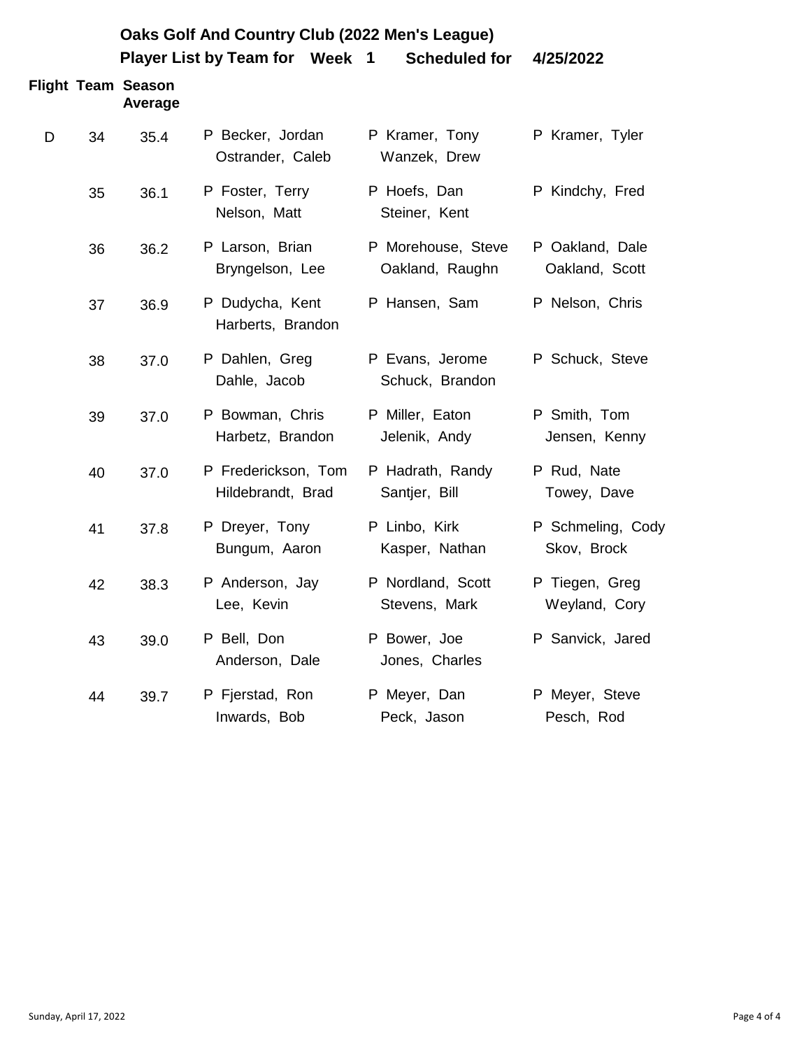# Oaks Golf And Country Club (2022 Men's League)

## Player List by Team for Week 1 Scheduled for 4/25/2022

| Flight | Team | Season Average | | | |
|---|---|---|---|---|---|
| D | 34 | 35.4 | P Becker, Jordan<br>Ostrander, Caleb | P Kramer, Tony<br>Wanzek, Drew | P Kramer, Tyler |
| | 35 | 36.1 | P Foster, Terry<br>Nelson, Matt | P Hoefs, Dan<br>Steiner, Kent | P Kindchy, Fred |
| | 36 | 36.2 | P Larson, Brian<br>Bryngelson, Lee | P Morehouse, Steve<br>Oakland, Raughn | P Oakland, Dale<br>Oakland, Scott |
| | 37 | 36.9 | P Dudycha, Kent<br>Harberts, Brandon | P Hansen, Sam | P Nelson, Chris |
| | 38 | 37.0 | P Dahlen, Greg<br>Dahle, Jacob | P Evans, Jerome<br>Schuck, Brandon | P Schuck, Steve |
| | 39 | 37.0 | P Bowman, Chris<br>Harbetz, Brandon | P Miller, Eaton<br>Jelenik, Andy | P Smith, Tom<br>Jensen, Kenny |
| | 40 | 37.0 | P Frederickson, Tom<br>Hildebrandt, Brad | P Hadrath, Randy<br>Santjer, Bill | P Rud, Nate<br>Towey, Dave |
| | 41 | 37.8 | P Dreyer, Tony<br>Bungum, Aaron | P Linbo, Kirk<br>Kasper, Nathan | P Schmeling, Cody<br>Skov, Brock |
| | 42 | 38.3 | P Anderson, Jay<br>Lee, Kevin | P Nordland, Scott<br>Stevens, Mark | P Tiegen, Greg<br>Weyland, Cory |
| | 43 | 39.0 | P Bell, Don<br>Anderson, Dale | P Bower, Joe<br>Jones, Charles | P Sanvick, Jared |
| | 44 | 39.7 | P Fjerstad, Ron<br>Inwards, Bob | P Meyer, Dan<br>Peck, Jason | P Meyer, Steve<br>Pesch, Rod |

Sunday, April 17, 2022